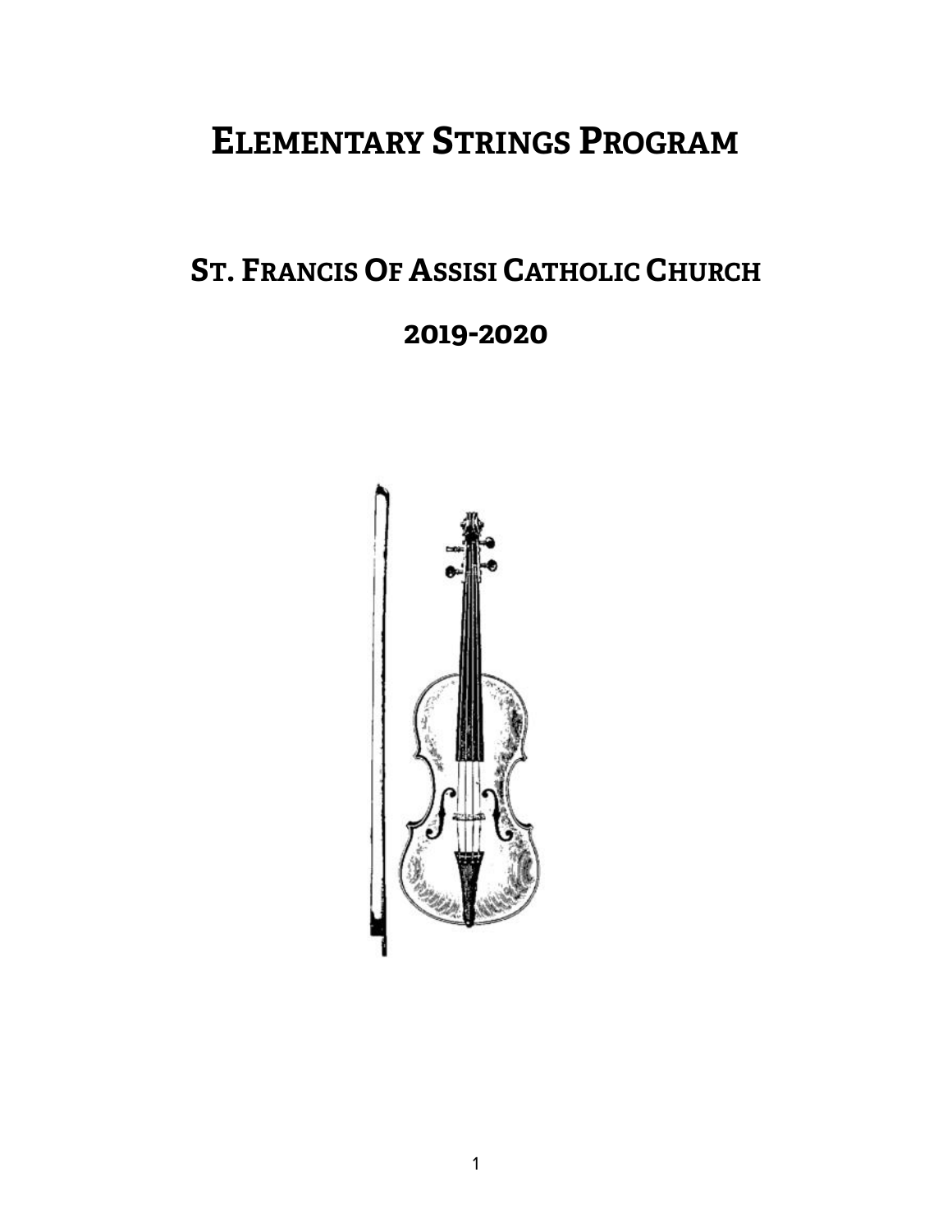# Elementary Strings Program

## St. Francis Of Assisi Catholic Church

## 2019-2020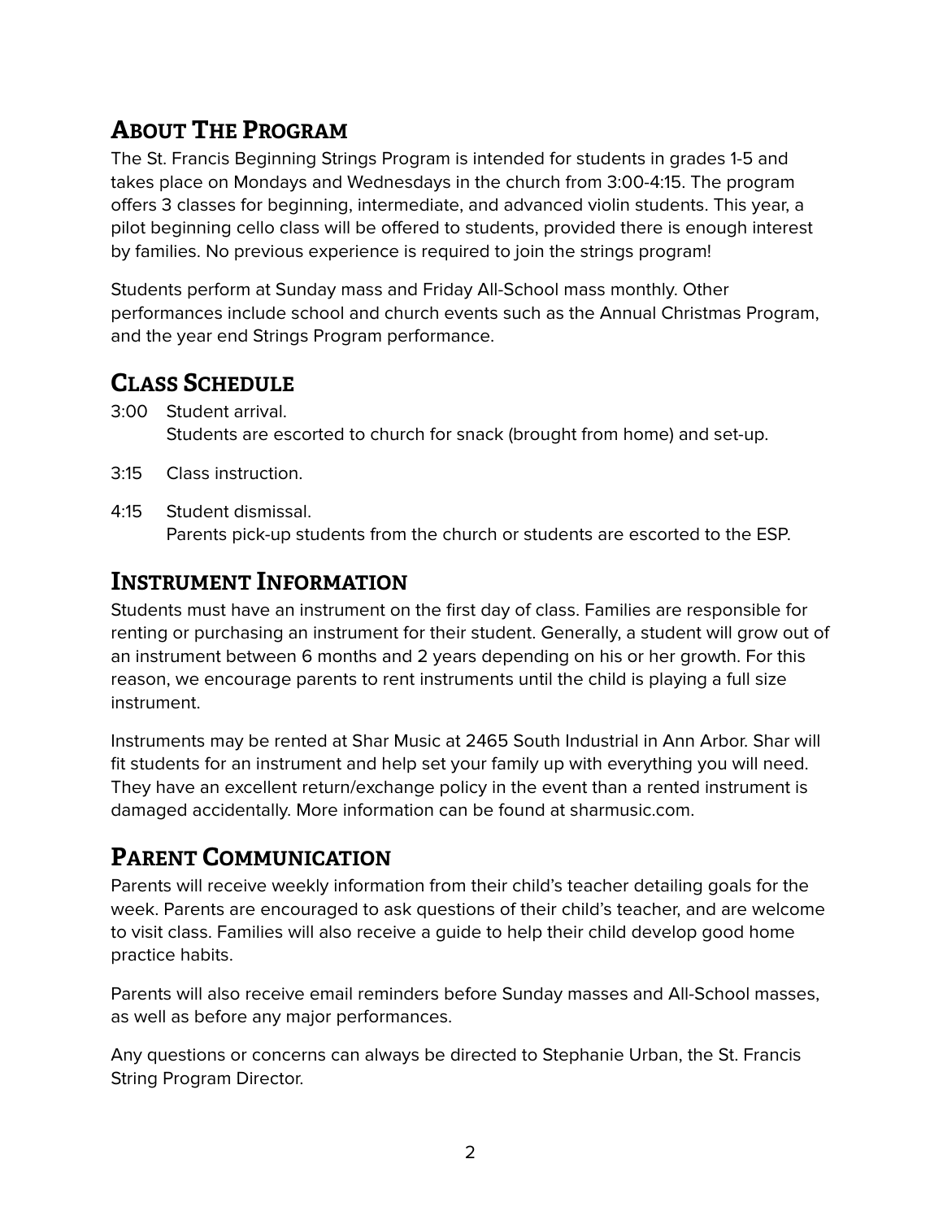## About The Program

The St. Francis Beginning Strings Program is intended for students in grades 1-5 and takes place on Mondays and Wednesdays in the church from 3:00-4:15. The program offers 3 classes for beginning, intermediate, and advanced violin students. This year, a pilot beginning cello class will be offered to students, provided there is enough interest by families. No previous experience is required to join the strings program!

Students perform at Sunday mass and Friday All-School mass monthly. Other performances include school and church events such as the Annual Christmas Program, and the year end Strings Program performance.

## Class Schedule

3:00 Student arrival.
Students are escorted to church for snack (brought from home) and set-up.

3:15 Class instruction.

4:15 Student dismissal.
Parents pick-up students from the church or students are escorted to the ESP.

## Instrument Information

Students must have an instrument on the first day of class. Families are responsible for renting or purchasing an instrument for their student. Generally, a student will grow out of an instrument between 6 months and 2 years depending on his or her growth. For this reason, we encourage parents to rent instruments until the child is playing a full size instrument.

Instruments may be rented at Shar Music at 2465 South Industrial in Ann Arbor. Shar will fit students for an instrument and help set your family up with everything you will need. They have an excellent return/exchange policy in the event than a rented instrument is damaged accidentally. More information can be found at sharmusic.com.

## Parent Communication

Parents will receive weekly information from their child's teacher detailing goals for the week. Parents are encouraged to ask questions of their child's teacher, and are welcome to visit class. Families will also receive a guide to help their child develop good home practice habits.

Parents will also receive email reminders before Sunday masses and All-School masses, as well as before any major performances.

Any questions or concerns can always be directed to Stephanie Urban, the St. Francis String Program Director.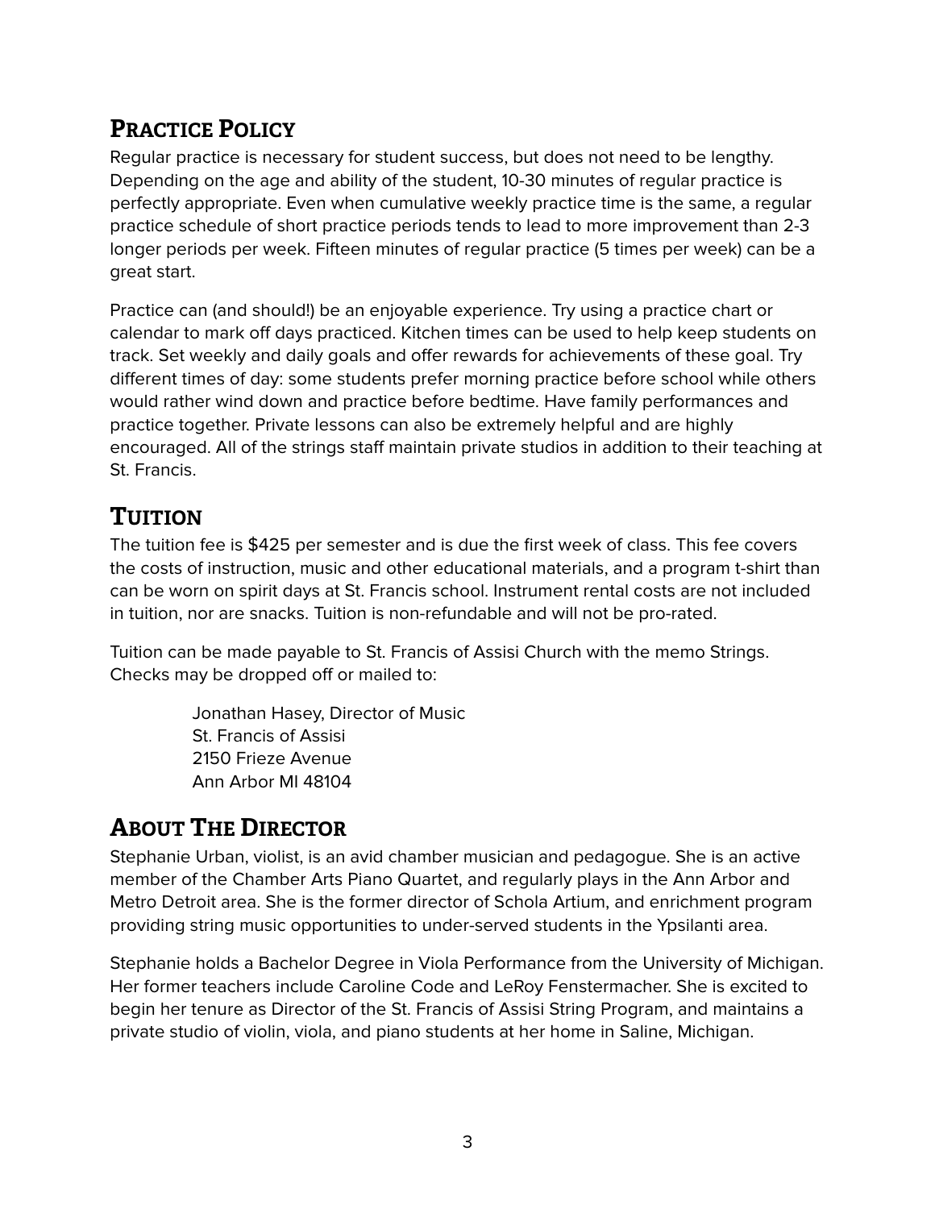## Practice Policy

Regular practice is necessary for student success, but does not need to be lengthy. Depending on the age and ability of the student, 10-30 minutes of regular practice is perfectly appropriate. Even when cumulative weekly practice time is the same, a regular practice schedule of short practice periods tends to lead to more improvement than 2-3 longer periods per week. Fifteen minutes of regular practice (5 times per week) can be a great start.

Practice can (and should!) be an enjoyable experience. Try using a practice chart or calendar to mark off days practiced. Kitchen times can be used to help keep students on track. Set weekly and daily goals and offer rewards for achievements of these goal. Try different times of day: some students prefer morning practice before school while others would rather wind down and practice before bedtime. Have family performances and practice together. Private lessons can also be extremely helpful and are highly encouraged. All of the strings staff maintain private studios in addition to their teaching at St. Francis.

## Tuition

The tuition fee is $425 per semester and is due the first week of class. This fee covers the costs of instruction, music and other educational materials, and a program t-shirt than can be worn on spirit days at St. Francis school. Instrument rental costs are not included in tuition, nor are snacks. Tuition is non-refundable and will not be pro-rated.

Tuition can be made payable to St. Francis of Assisi Church with the memo Strings. Checks may be dropped off or mailed to:

> Jonathan Hasey, Director of Music
> St. Francis of Assisi
> 2150 Frieze Avenue
> Ann Arbor MI 48104

## About The Director

Stephanie Urban, violist, is an avid chamber musician and pedagogue. She is an active member of the Chamber Arts Piano Quartet, and regularly plays in the Ann Arbor and Metro Detroit area. She is the former director of Schola Artium, and enrichment program providing string music opportunities to under-served students in the Ypsilanti area.

Stephanie holds a Bachelor Degree in Viola Performance from the University of Michigan. Her former teachers include Caroline Code and LeRoy Fenstermacher. She is excited to begin her tenure as Director of the St. Francis of Assisi String Program, and maintains a private studio of violin, viola, and piano students at her home in Saline, Michigan.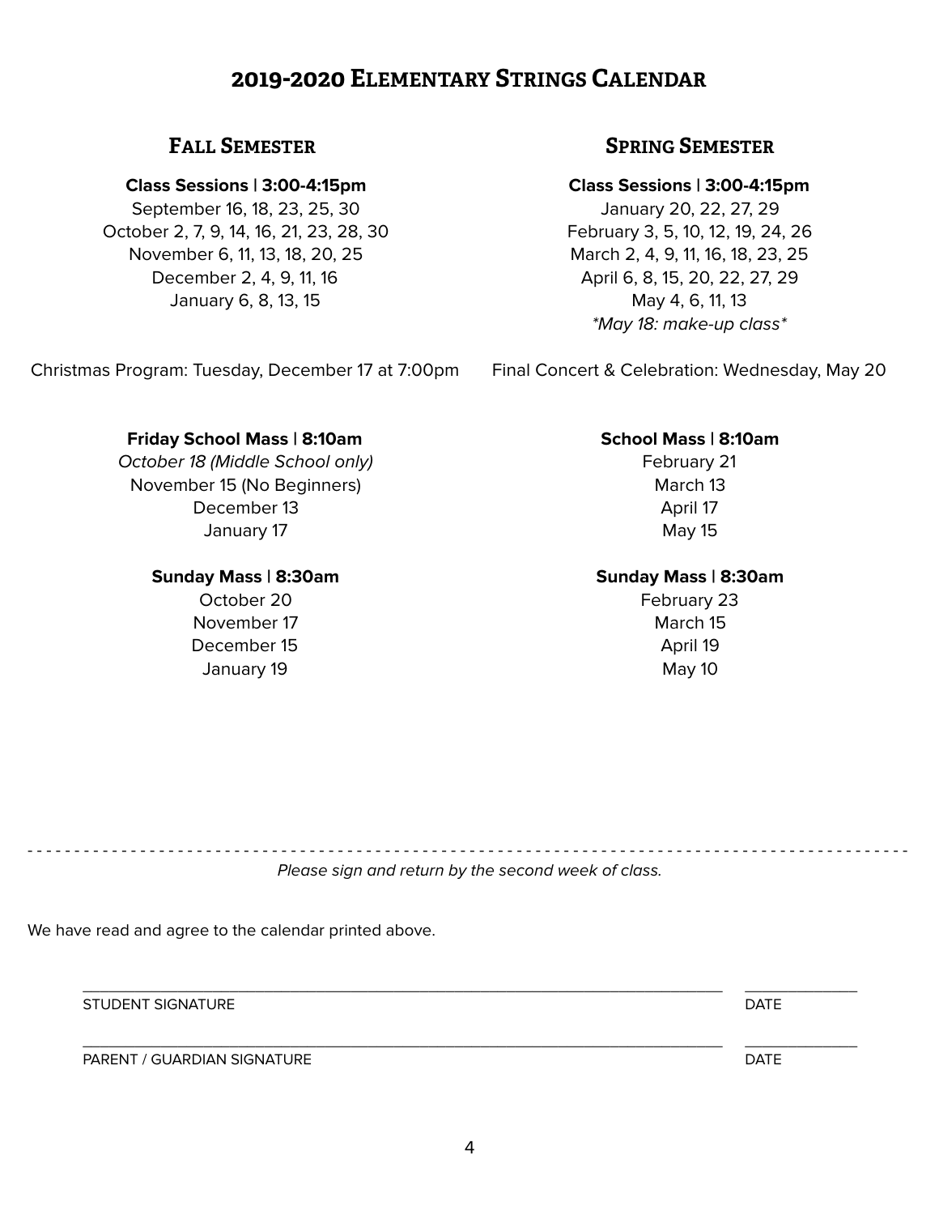# 2019-2020 Elementary Strings Calendar

## Fall Semester

**Class Sessions | 3:00-4:15pm**
September 16, 18, 23, 25, 30
October 2, 7, 9, 14, 16, 21, 23, 28, 30
November 6, 11, 13, 18, 20, 25
December 2, 4, 9, 11, 16
January 6, 8, 13, 15

Christmas Program: Tuesday, December 17 at 7:00pm

**Friday School Mass | 8:10am**
*October 18 (Middle School only)*
November 15 (No Beginners)
December 13
January 17

**Sunday Mass | 8:30am**
October 20
November 17
December 15
January 19

## Spring Semester

**Class Sessions | 3:00-4:15pm**
January 20, 22, 27, 29
February 3, 5, 10, 12, 19, 24, 26
March 2, 4, 9, 11, 16, 18, 23, 25
April 6, 8, 15, 20, 22, 27, 29
May 4, 6, 11, 13
*\*May 18: make-up class\**

Final Concert & Celebration: Wednesday, May 20

**School Mass | 8:10am**
February 21
March 13
April 17
May 15

**Sunday Mass | 8:30am**
February 23
March 15
April 19
May 10

---

*Please sign and return by the second week of class.*

We have read and agree to the calendar printed above.

\_\_\_\_\_\_\_\_\_\_\_\_\_\_\_\_\_\_\_\_\_\_\_\_\_\_\_\_\_\_\_\_\_\_\_\_\_\_\_\_ \_\_\_\_\_\_\_\_\_\_\_\_
STUDENT SIGNATURE DATE

\_\_\_\_\_\_\_\_\_\_\_\_\_\_\_\_\_\_\_\_\_\_\_\_\_\_\_\_\_\_\_\_\_\_\_\_\_\_\_\_ \_\_\_\_\_\_\_\_\_\_\_\_
PARENT / GUARDIAN SIGNATURE DATE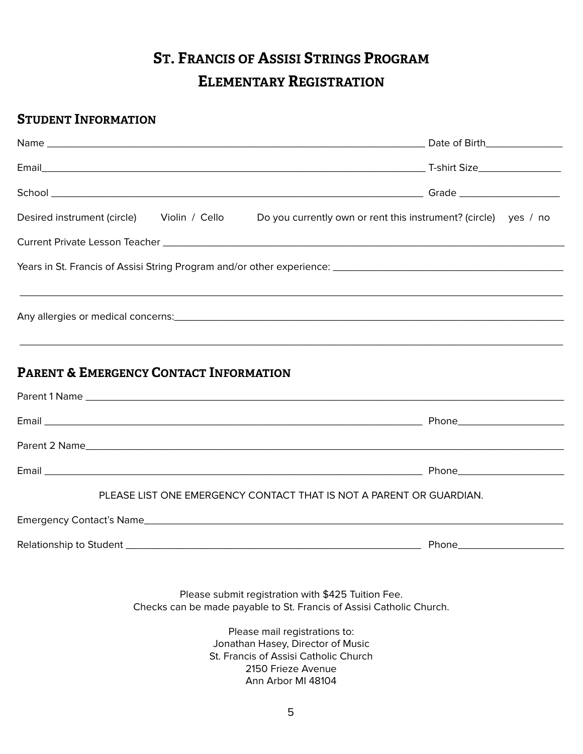# St. Francis of Assisi Strings Program
# Elementary Registration

## Student Information

Name ____________________________________________________________ Date of Birth______________

Email_____________________________________________________________ T-shirt Size_______________

School ___________________________________________________________ Grade ___________________

Desired instrument (circle) Violin / Cello Do you currently own or rent this instrument? (circle) yes / no

Current Private Lesson Teacher ____________________________________________________________

Years in St. Francis of Assisi String Program and/or other experience: __________________________

________________________________________________________________________________________

Any allergies or medical concerns:___________________________________________________________

________________________________________________________________________________________

## Parent & Emergency Contact Information

Parent 1 Name ___________________________________________________________________________

Email ____________________________________________________________ Phone____________________

Parent 2 Name____________________________________________________________________________

Email ____________________________________________________________ Phone____________________

PLEASE LIST ONE EMERGENCY CONTACT THAT IS NOT A PARENT OR GUARDIAN.

Emergency Contact's Name_________________________________________________________________

Relationship to Student ______________________________________________ Phone____________________

Please submit registration with $425 Tuition Fee.
Checks can be made payable to St. Francis of Assisi Catholic Church.

Please mail registrations to:
Jonathan Hasey, Director of Music
St. Francis of Assisi Catholic Church
2150 Frieze Avenue
Ann Arbor MI 48104